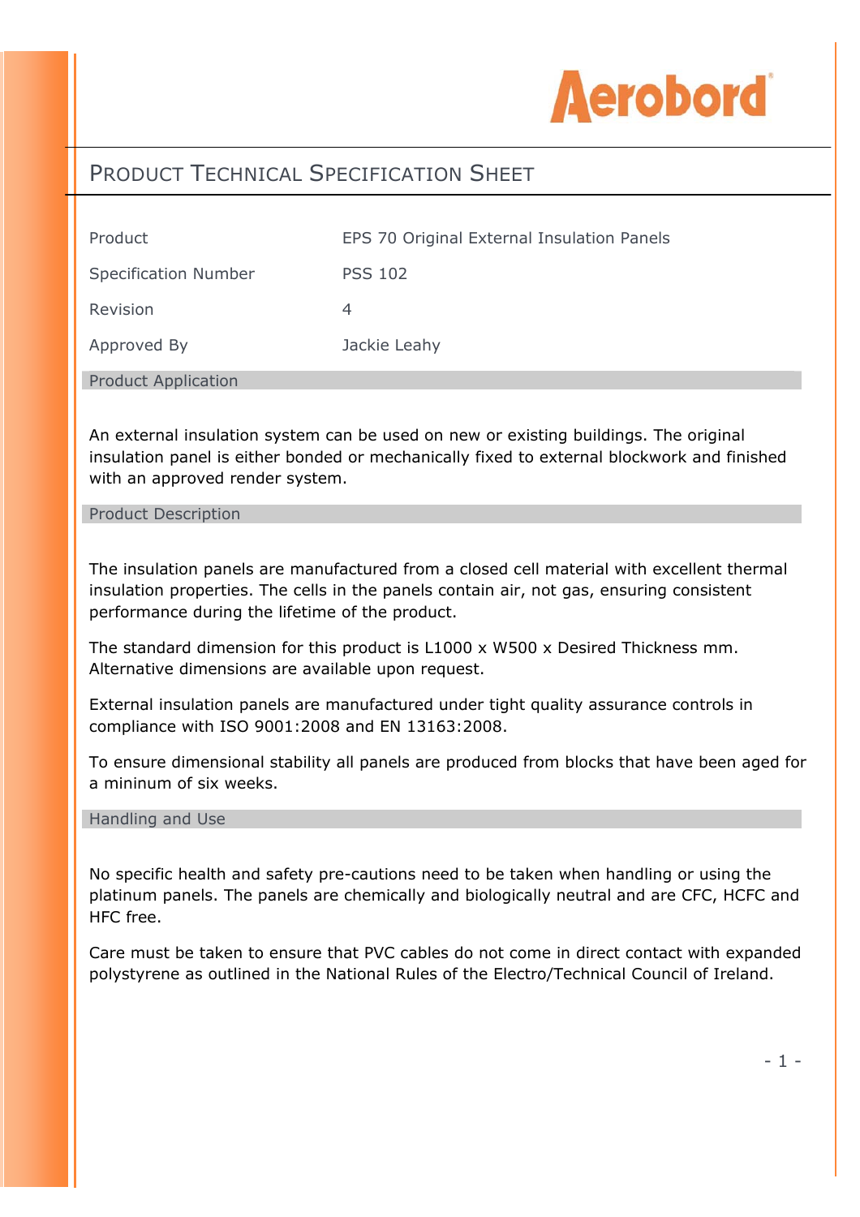Aerobord

# PRODUCT TECHNICAL SPECIFICATION SHEET

| | |
|---|---|
| Product | EPS 70 Original External Insulation Panels |
| Specification Number | PSS 102 |
| Revision | 4 |
| Approved By | Jackie Leahy |

## Product Application

An external insulation system can be used on new or existing buildings. The original insulation panel is either bonded or mechanically fixed to external blockwork and finished with an approved render system.

## Product Description

The insulation panels are manufactured from a closed cell material with excellent thermal insulation properties. The cells in the panels contain air, not gas, ensuring consistent performance during the lifetime of the product.

The standard dimension for this product is L1000 x W500 x Desired Thickness mm. Alternative dimensions are available upon request.

External insulation panels are manufactured under tight quality assurance controls in compliance with ISO 9001:2008 and EN 13163:2008.

To ensure dimensional stability all panels are produced from blocks that have been aged for a mininum of six weeks.

## Handling and Use

No specific health and safety pre-cautions need to be taken when handling or using the platinum panels. The panels are chemically and biologically neutral and are CFC, HCFC and HFC free.

Care must be taken to ensure that PVC cables do not come in direct contact with expanded polystyrene as outlined in the National Rules of the Electro/Technical Council of Ireland.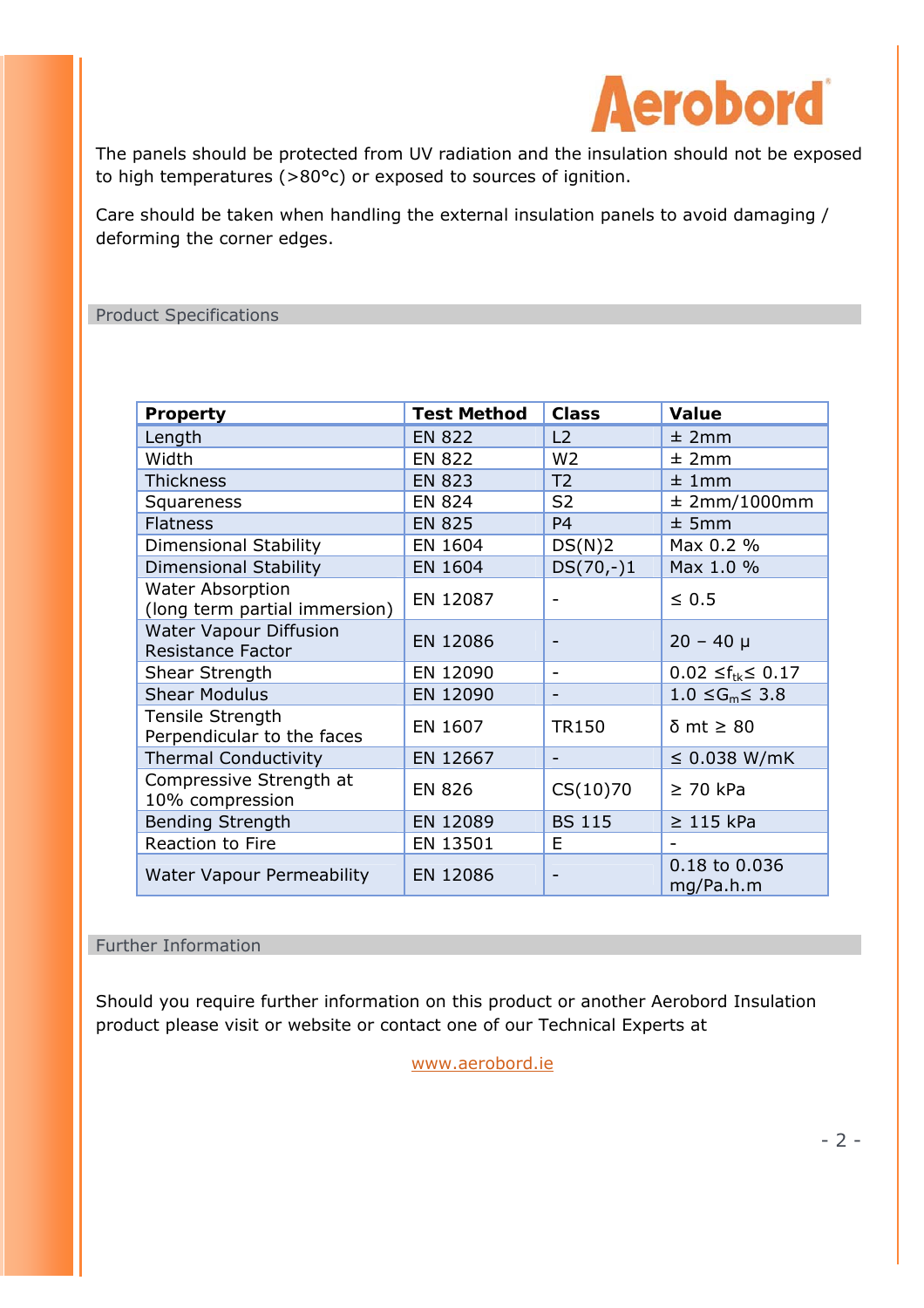The panels should be protected from UV radiation and the insulation should not be exposed to high temperatures (>80°c) or exposed to sources of ignition.

Care should be taken when handling the external insulation panels to avoid damaging / deforming the corner edges.

## Product Specifications

| Property | Test Method | Class | Value |
|---|---|---|---|
| Length | EN 822 | L2 | ± 2mm |
| Width | EN 822 | W2 | ± 2mm |
| Thickness | EN 823 | T2 | ± 1mm |
| Squareness | EN 824 | S2 | ± 2mm/1000mm |
| Flatness | EN 825 | P4 | ± 5mm |
| Dimensional Stability | EN 1604 | DS(N)2 | Max 0.2 % |
| Dimensional Stability | EN 1604 | DS(70,-)1 | Max 1.0 % |
| Water Absorption (long term partial immersion) | EN 12087 | - | ≤ 0.5 |
| Water Vapour Diffusion Resistance Factor | EN 12086 | - | 20 – 40 μ |
| Shear Strength | EN 12090 | - | $0.02 \leq f_{tk} \leq 0.17$ |
| Shear Modulus | EN 12090 | - | $1.0 \leq G_m \leq 3.8$ |
| Tensile Strength Perpendicular to the faces | EN 1607 | TR150 | δ mt ≥ 80 |
| Thermal Conductivity | EN 12667 | - | ≤ 0.038 W/mK |
| Compressive Strength at 10% compression | EN 826 | CS(10)70 | ≥ 70 kPa |
| Bending Strength | EN 12089 | BS 115 | ≥ 115 kPa |
| Reaction to Fire | EN 13501 | E | - |
| Water Vapour Permeability | EN 12086 | - | 0.18 to 0.036 mg/Pa.h.m |

## Further Information

Should you require further information on this product or another Aerobord Insulation product please visit or website or contact one of our Technical Experts at

www.aerobord.ie